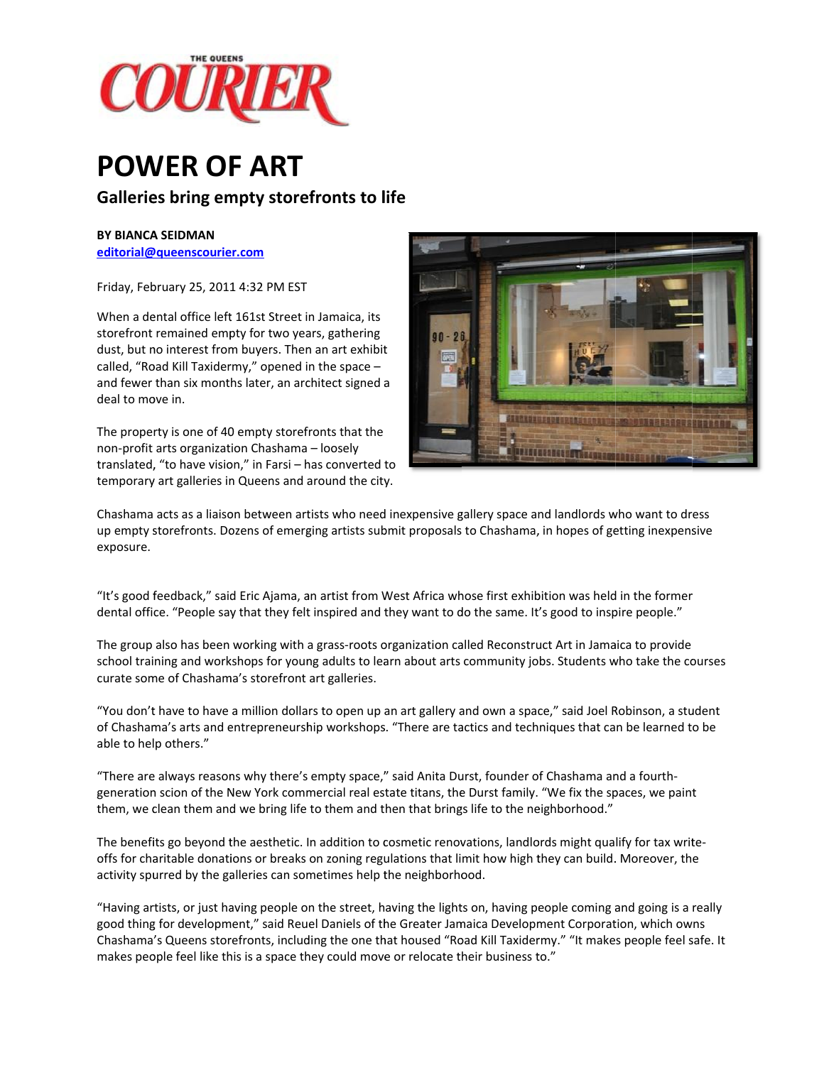THE QUEENS

# COURIER

# POWER OF ART

## Galleries bring empty storefronts to life

**BY BIANCA SEIDMAN**
editorial@queenscourier.com

Friday, February 25, 2011 4:32 PM EST

When a dental office left 161st Street in Jamaica, its storefront remained empty for two years, gathering dust, but no interest from buyers. Then an art exhibit called, "Road Kill Taxidermy," opened in the space – and fewer than six months later, an architect signed a deal to move in.

The property is one of 40 empty storefronts that the non-profit arts organization Chashama – loosely translated, "to have vision," in Farsi – has converted to temporary art galleries in Queens and around the city.

Chashama acts as a liaison between artists who need inexpensive gallery space and landlords who want to dress up empty storefronts. Dozens of emerging artists submit proposals to Chashama, in hopes of getting inexpensive exposure.

"It's good feedback," said Eric Ajama, an artist from West Africa whose first exhibition was held in the former dental office. "People say that they felt inspired and they want to do the same. It's good to inspire people."

The group also has been working with a grass-roots organization called Reconstruct Art in Jamaica to provide school training and workshops for young adults to learn about arts community jobs. Students who take the courses curate some of Chashama's storefront art galleries.

"You don't have to have a million dollars to open up an art gallery and own a space," said Joel Robinson, a student of Chashama's arts and entrepreneurship workshops. "There are tactics and techniques that can be learned to be able to help others."

"There are always reasons why there's empty space," said Anita Durst, founder of Chashama and a fourth-generation scion of the New York commercial real estate titans, the Durst family. "We fix the spaces, we paint them, we clean them and we bring life to them and then that brings life to the neighborhood."

The benefits go beyond the aesthetic. In addition to cosmetic renovations, landlords might qualify for tax write-offs for charitable donations or breaks on zoning regulations that limit how high they can build. Moreover, the activity spurred by the galleries can sometimes help the neighborhood.

"Having artists, or just having people on the street, having the lights on, having people coming and going is a really good thing for development," said Reuel Daniels of the Greater Jamaica Development Corporation, which owns Chashama's Queens storefronts, including the one that housed "Road Kill Taxidermy." "It makes people feel safe. It makes people feel like this is a space they could move or relocate their business to."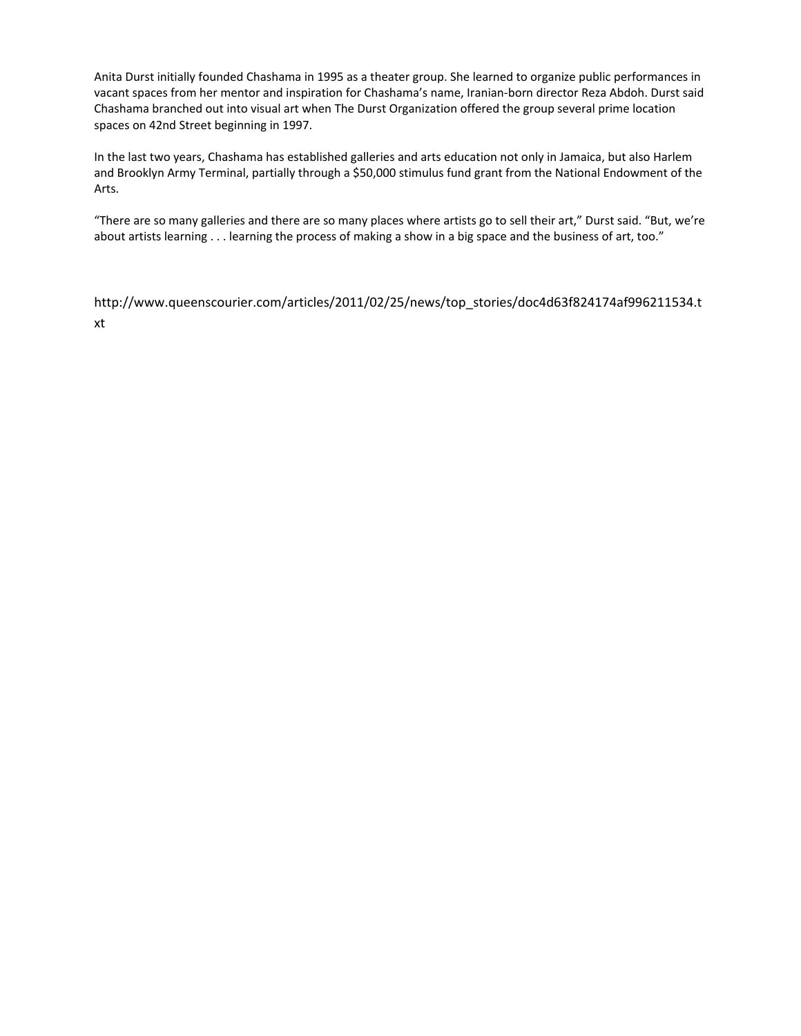Anita Durst initially founded Chashama in 1995 as a theater group. She learned to organize public performances in vacant spaces from her mentor and inspiration for Chashama's name, Iranian-born director Reza Abdoh. Durst said Chashama branched out into visual art when The Durst Organization offered the group several prime location spaces on 42nd Street beginning in 1997.

In the last two years, Chashama has established galleries and arts education not only in Jamaica, but also Harlem and Brooklyn Army Terminal, partially through a $50,000 stimulus fund grant from the National Endowment of the Arts.

"There are so many galleries and there are so many places where artists go to sell their art," Durst said. "But, we're about artists learning . . . learning the process of making a show in a big space and the business of art, too."

http://www.queenscourier.com/articles/2011/02/25/news/top_stories/doc4d63f824174af996211534.txt